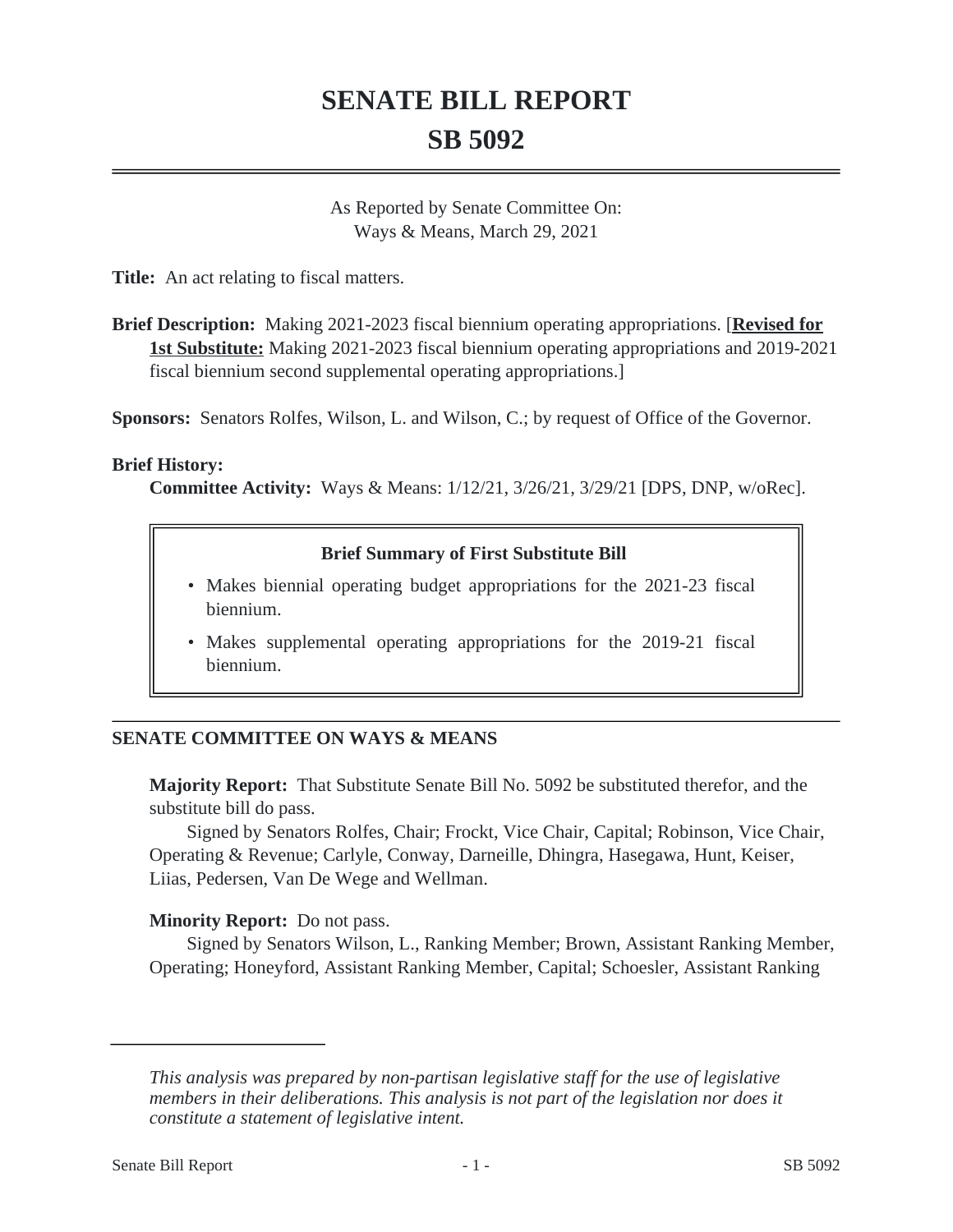# SENATE BILL REPORT
# SB 5092

As Reported by Senate Committee On:
Ways & Means, March 29, 2021

**Title:** An act relating to fiscal matters.

**Brief Description:** Making 2021-2023 fiscal biennium operating appropriations. [**Revised for 1st Substitute:** Making 2021-2023 fiscal biennium operating appropriations and 2019-2021 fiscal biennium second supplemental operating appropriations.]

**Sponsors:** Senators Rolfes, Wilson, L. and Wilson, C.; by request of Office of the Governor.

**Brief History:**

**Committee Activity:** Ways & Means: 1/12/21, 3/26/21, 3/29/21 [DPS, DNP, w/oRec].

**Brief Summary of First Substitute Bill**

- Makes biennial operating budget appropriations for the 2021-23 fiscal biennium.
- Makes supplemental operating appropriations for the 2019-21 fiscal biennium.

## SENATE COMMITTEE ON WAYS & MEANS

**Majority Report:** That Substitute Senate Bill No. 5092 be substituted therefor, and the substitute bill do pass.

Signed by Senators Rolfes, Chair; Frockt, Vice Chair, Capital; Robinson, Vice Chair, Operating & Revenue; Carlyle, Conway, Darneille, Dhingra, Hasegawa, Hunt, Keiser, Liias, Pedersen, Van De Wege and Wellman.

**Minority Report:** Do not pass.

Signed by Senators Wilson, L., Ranking Member; Brown, Assistant Ranking Member, Operating; Honeyford, Assistant Ranking Member, Capital; Schoesler, Assistant Ranking

*This analysis was prepared by non-partisan legislative staff for the use of legislative members in their deliberations. This analysis is not part of the legislation nor does it constitute a statement of legislative intent.*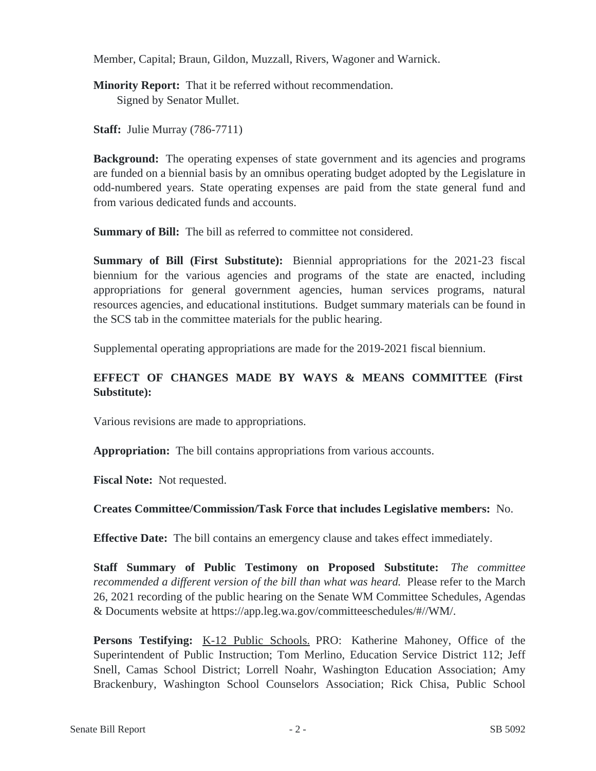Member, Capital; Braun, Gildon, Muzzall, Rivers, Wagoner and Warnick.

**Minority Report:** That it be referred without recommendation.
Signed by Senator Mullet.

**Staff:** Julie Murray (786-7711)

**Background:** The operating expenses of state government and its agencies and programs are funded on a biennial basis by an omnibus operating budget adopted by the Legislature in odd-numbered years. State operating expenses are paid from the state general fund and from various dedicated funds and accounts.

**Summary of Bill:** The bill as referred to committee not considered.

**Summary of Bill (First Substitute):** Biennial appropriations for the 2021-23 fiscal biennium for the various agencies and programs of the state are enacted, including appropriations for general government agencies, human services programs, natural resources agencies, and educational institutions. Budget summary materials can be found in the SCS tab in the committee materials for the public hearing.

Supplemental operating appropriations are made for the 2019-2021 fiscal biennium.

**EFFECT OF CHANGES MADE BY WAYS & MEANS COMMITTEE (First Substitute):**

Various revisions are made to appropriations.

**Appropriation:** The bill contains appropriations from various accounts.

**Fiscal Note:** Not requested.

**Creates Committee/Commission/Task Force that includes Legislative members:** No.

**Effective Date:** The bill contains an emergency clause and takes effect immediately.

**Staff Summary of Public Testimony on Proposed Substitute:** *The committee recommended a different version of the bill than what was heard.* Please refer to the March 26, 2021 recording of the public hearing on the Senate WM Committee Schedules, Agendas & Documents website at https://app.leg.wa.gov/committeeschedules/#//WM/.

**Persons Testifying:** K-12 Public Schools. PRO: Katherine Mahoney, Office of the Superintendent of Public Instruction; Tom Merlino, Education Service District 112; Jeff Snell, Camas School District; Lorrell Noahr, Washington Education Association; Amy Brackenbury, Washington School Counselors Association; Rick Chisa, Public School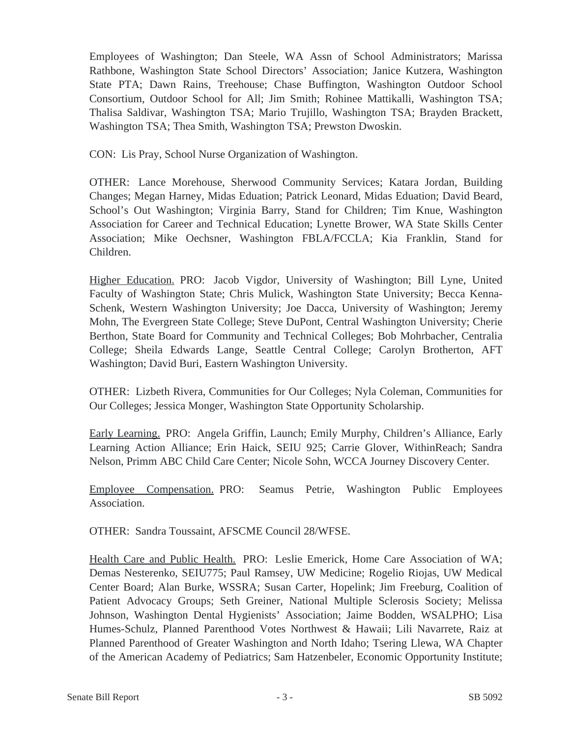Employees of Washington; Dan Steele, WA Assn of School Administrators; Marissa Rathbone, Washington State School Directors' Association; Janice Kutzera, Washington State PTA; Dawn Rains, Treehouse; Chase Buffington, Washington Outdoor School Consortium, Outdoor School for All; Jim Smith; Rohinee Mattikalli, Washington TSA; Thalisa Saldivar, Washington TSA; Mario Trujillo, Washington TSA; Brayden Brackett, Washington TSA; Thea Smith, Washington TSA; Prewston Dwoskin.

CON: Lis Pray, School Nurse Organization of Washington.

OTHER: Lance Morehouse, Sherwood Community Services; Katara Jordan, Building Changes; Megan Harney, Midas Eduation; Patrick Leonard, Midas Eduation; David Beard, School's Out Washington; Virginia Barry, Stand for Children; Tim Knue, Washington Association for Career and Technical Education; Lynette Brower, WA State Skills Center Association; Mike Oechsner, Washington FBLA/FCCLA; Kia Franklin, Stand for Children.

<u>Higher Education.</u> PRO: Jacob Vigdor, University of Washington; Bill Lyne, United Faculty of Washington State; Chris Mulick, Washington State University; Becca Kenna-Schenk, Western Washington University; Joe Dacca, University of Washington; Jeremy Mohn, The Evergreen State College; Steve DuPont, Central Washington University; Cherie Berthon, State Board for Community and Technical Colleges; Bob Mohrbacher, Centralia College; Sheila Edwards Lange, Seattle Central College; Carolyn Brotherton, AFT Washington; David Buri, Eastern Washington University.

OTHER: Lizbeth Rivera, Communities for Our Colleges; Nyla Coleman, Communities for Our Colleges; Jessica Monger, Washington State Opportunity Scholarship.

<u>Early Learning.</u> PRO: Angela Griffin, Launch; Emily Murphy, Children's Alliance, Early Learning Action Alliance; Erin Haick, SEIU 925; Carrie Glover, WithinReach; Sandra Nelson, Primm ABC Child Care Center; Nicole Sohn, WCCA Journey Discovery Center.

<u>Employee Compensation.</u> PRO: Seamus Petrie, Washington Public Employees Association.

OTHER: Sandra Toussaint, AFSCME Council 28/WFSE.

<u>Health Care and Public Health.</u> PRO: Leslie Emerick, Home Care Association of WA; Demas Nesterenko, SEIU775; Paul Ramsey, UW Medicine; Rogelio Riojas, UW Medical Center Board; Alan Burke, WSSRA; Susan Carter, Hopelink; Jim Freeburg, Coalition of Patient Advocacy Groups; Seth Greiner, National Multiple Sclerosis Society; Melissa Johnson, Washington Dental Hygienists' Association; Jaime Bodden, WSALPHO; Lisa Humes-Schulz, Planned Parenthood Votes Northwest & Hawaii; Lili Navarrete, Raiz at Planned Parenthood of Greater Washington and North Idaho; Tsering Llewa, WA Chapter of the American Academy of Pediatrics; Sam Hatzenbeler, Economic Opportunity Institute;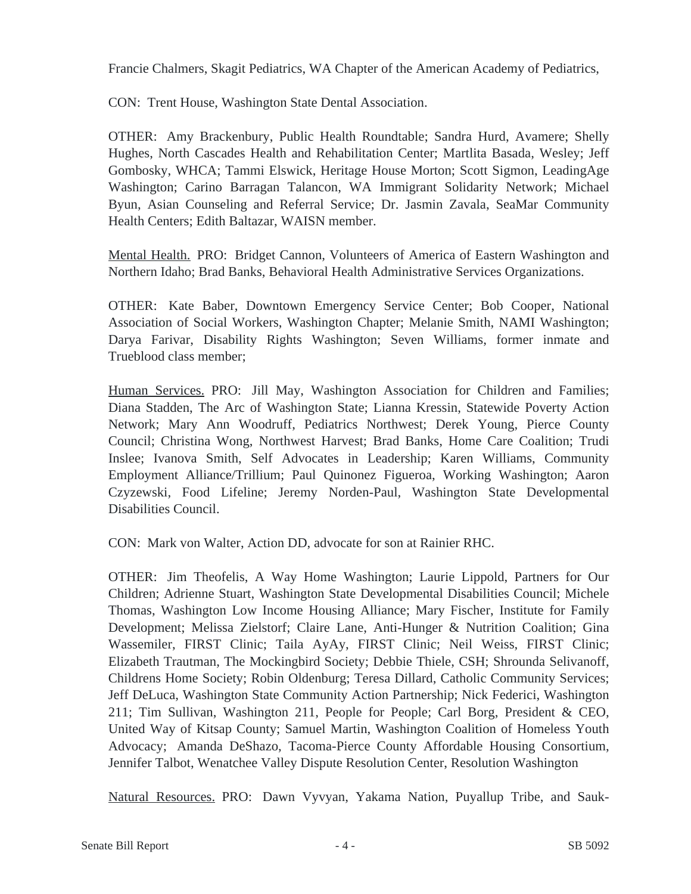Francie Chalmers, Skagit Pediatrics, WA Chapter of the American Academy of Pediatrics,

CON: Trent House, Washington State Dental Association.

OTHER: Amy Brackenbury, Public Health Roundtable; Sandra Hurd, Avamere; Shelly Hughes, North Cascades Health and Rehabilitation Center; Martlita Basada, Wesley; Jeff Gombosky, WHCA; Tammi Elswick, Heritage House Morton; Scott Sigmon, LeadingAge Washington; Carino Barragan Talancon, WA Immigrant Solidarity Network; Michael Byun, Asian Counseling and Referral Service; Dr. Jasmin Zavala, SeaMar Community Health Centers; Edith Baltazar, WAISN member.

<u>Mental Health.</u> PRO: Bridget Cannon, Volunteers of America of Eastern Washington and Northern Idaho; Brad Banks, Behavioral Health Administrative Services Organizations.

OTHER: Kate Baber, Downtown Emergency Service Center; Bob Cooper, National Association of Social Workers, Washington Chapter; Melanie Smith, NAMI Washington; Darya Farivar, Disability Rights Washington; Seven Williams, former inmate and Trueblood class member;

<u>Human Services.</u> PRO: Jill May, Washington Association for Children and Families; Diana Stadden, The Arc of Washington State; Lianna Kressin, Statewide Poverty Action Network; Mary Ann Woodruff, Pediatrics Northwest; Derek Young, Pierce County Council; Christina Wong, Northwest Harvest; Brad Banks, Home Care Coalition; Trudi Inslee; Ivanova Smith, Self Advocates in Leadership; Karen Williams, Community Employment Alliance/Trillium; Paul Quinonez Figueroa, Working Washington; Aaron Czyzewski, Food Lifeline; Jeremy Norden-Paul, Washington State Developmental Disabilities Council.

CON: Mark von Walter, Action DD, advocate for son at Rainier RHC.

OTHER: Jim Theofelis, A Way Home Washington; Laurie Lippold, Partners for Our Children; Adrienne Stuart, Washington State Developmental Disabilities Council; Michele Thomas, Washington Low Income Housing Alliance; Mary Fischer, Institute for Family Development; Melissa Zielstorf; Claire Lane, Anti-Hunger & Nutrition Coalition; Gina Wassemiler, FIRST Clinic; Taila AyAy, FIRST Clinic; Neil Weiss, FIRST Clinic; Elizabeth Trautman, The Mockingbird Society; Debbie Thiele, CSH; Shrounda Selivanoff, Childrens Home Society; Robin Oldenburg; Teresa Dillard, Catholic Community Services; Jeff DeLuca, Washington State Community Action Partnership; Nick Federici, Washington 211; Tim Sullivan, Washington 211, People for People; Carl Borg, President & CEO, United Way of Kitsap County; Samuel Martin, Washington Coalition of Homeless Youth Advocacy; Amanda DeShazo, Tacoma-Pierce County Affordable Housing Consortium, Jennifer Talbot, Wenatchee Valley Dispute Resolution Center, Resolution Washington

<u>Natural Resources.</u> PRO: Dawn Vyvyan, Yakama Nation, Puyallup Tribe, and Sauk-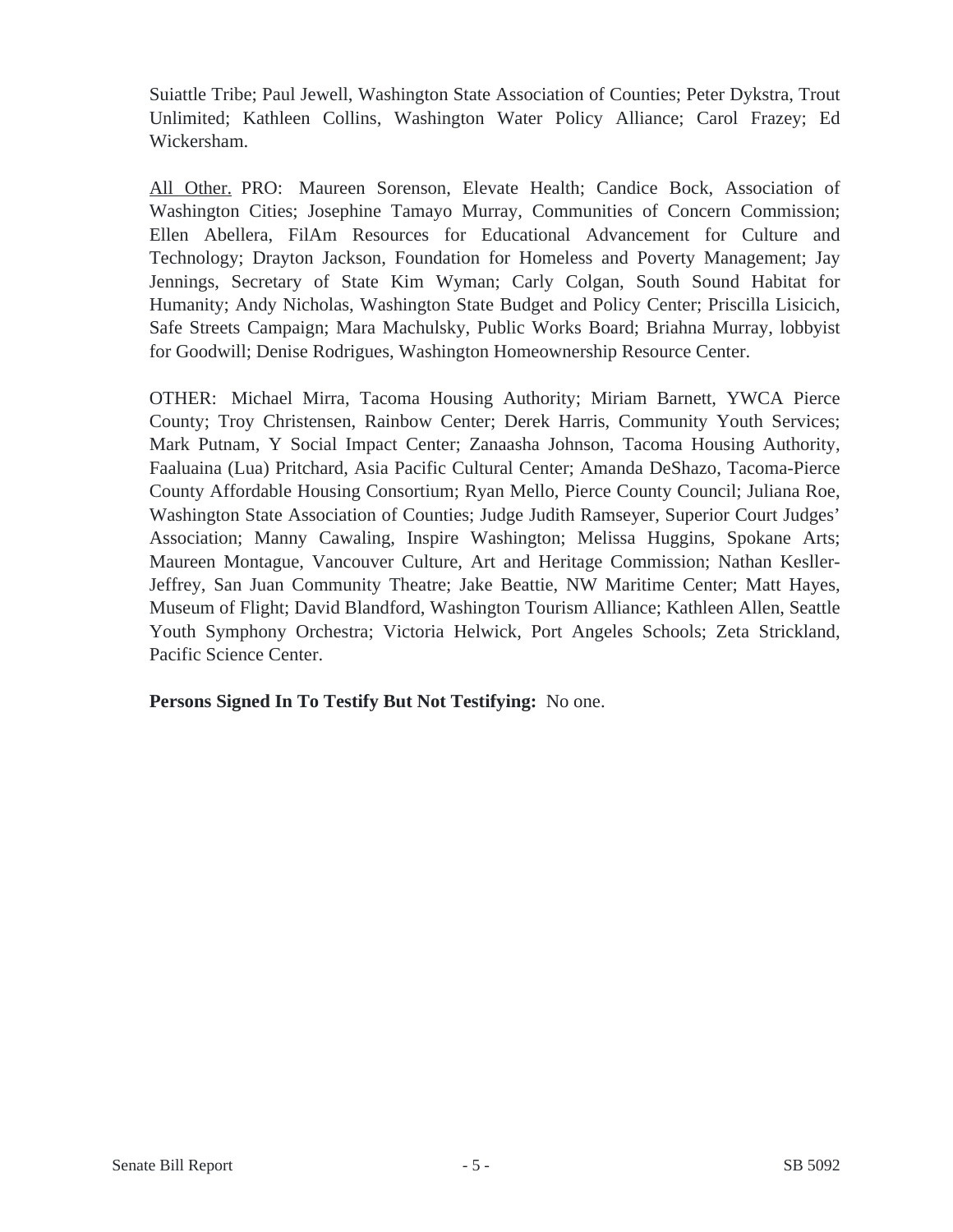Suiattle Tribe; Paul Jewell, Washington State Association of Counties; Peter Dykstra, Trout Unlimited; Kathleen Collins, Washington Water Policy Alliance; Carol Frazey; Ed Wickersham.

All Other. PRO: Maureen Sorenson, Elevate Health; Candice Bock, Association of Washington Cities; Josephine Tamayo Murray, Communities of Concern Commission; Ellen Abellera, FilAm Resources for Educational Advancement for Culture and Technology; Drayton Jackson, Foundation for Homeless and Poverty Management; Jay Jennings, Secretary of State Kim Wyman; Carly Colgan, South Sound Habitat for Humanity; Andy Nicholas, Washington State Budget and Policy Center; Priscilla Lisicich, Safe Streets Campaign; Mara Machulsky, Public Works Board; Briahna Murray, lobbyist for Goodwill; Denise Rodrigues, Washington Homeownership Resource Center.

OTHER: Michael Mirra, Tacoma Housing Authority; Miriam Barnett, YWCA Pierce County; Troy Christensen, Rainbow Center; Derek Harris, Community Youth Services; Mark Putnam, Y Social Impact Center; Zanaasha Johnson, Tacoma Housing Authority, Faaluaina (Lua) Pritchard, Asia Pacific Cultural Center; Amanda DeShazo, Tacoma-Pierce County Affordable Housing Consortium; Ryan Mello, Pierce County Council; Juliana Roe, Washington State Association of Counties; Judge Judith Ramseyer, Superior Court Judges' Association; Manny Cawaling, Inspire Washington; Melissa Huggins, Spokane Arts; Maureen Montague, Vancouver Culture, Art and Heritage Commission; Nathan Kesller-Jeffrey, San Juan Community Theatre; Jake Beattie, NW Maritime Center; Matt Hayes, Museum of Flight; David Blandford, Washington Tourism Alliance; Kathleen Allen, Seattle Youth Symphony Orchestra; Victoria Helwick, Port Angeles Schools; Zeta Strickland, Pacific Science Center.

**Persons Signed In To Testify But Not Testifying:** No one.